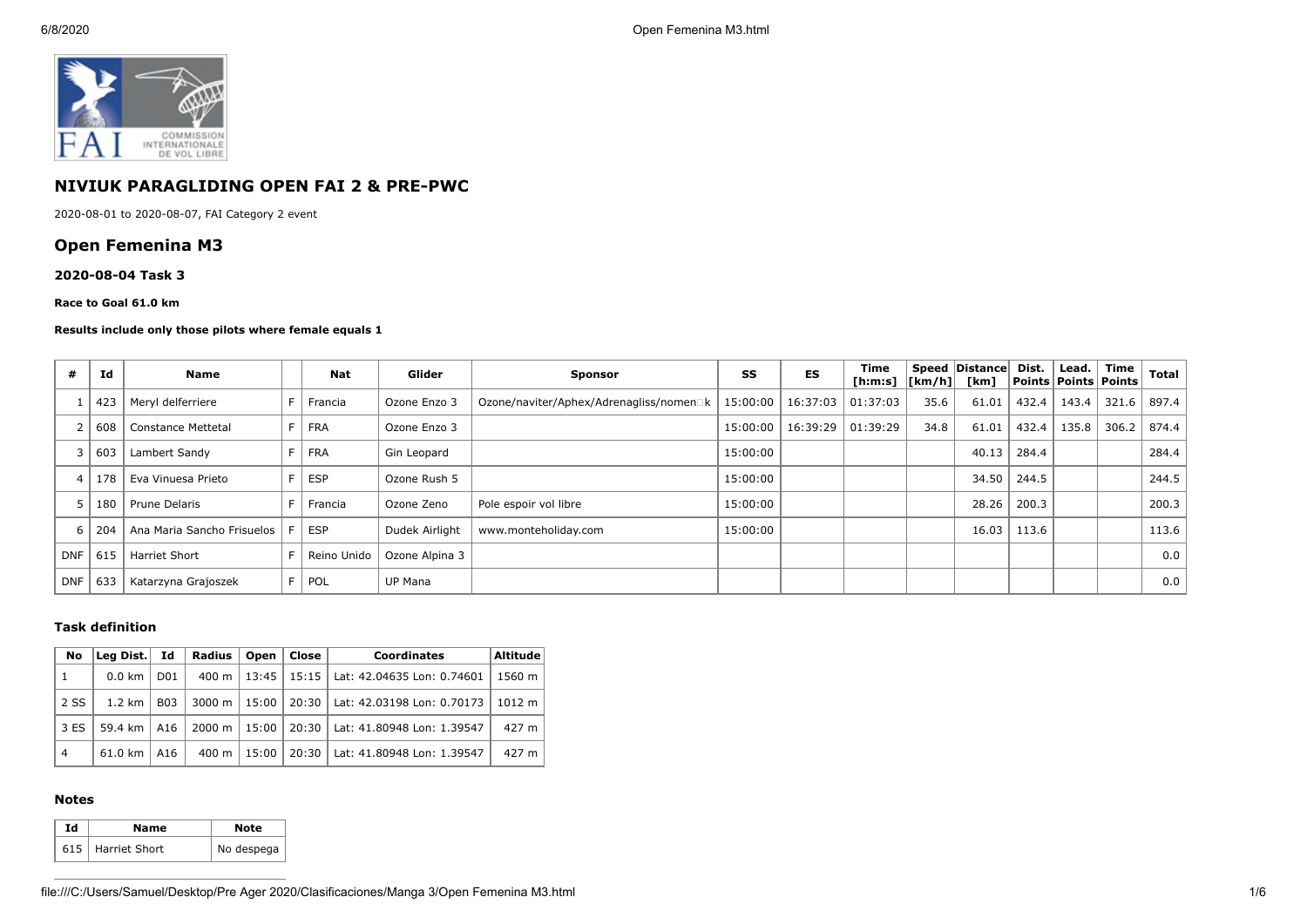# NIVIUK PARAGLIDING OPEN FAI 2 & PRE-PWC

2020-08-01 to 2020-08-07, FAI Category 2 event

## Open Femenina M3

### 2020-08-04 Task 3

**Race to Goal 61.0 km**

**Results include only those pilots where female equals 1**

| # | Id | Name | | Nat | Glider | Sponsor | SS | ES | Time [h:m:s] | Speed [km/h] | Distance [km] | Dist. Points | Lead. Points | Time Points | Total |
|---|---|---|---|---|---|---|---|---|---|---|---|---|---|---|---|
| 1 | 423 | Meryl delferriere | F | Francia | Ozone Enzo 3 | Ozone/naviter/Aphex/Adrenagliss/nomen□k | 15:00:00 | 16:37:03 | 01:37:03 | 35.6 | 61.01 | 432.4 | 143.4 | 321.6 | 897.4 |
| 2 | 608 | Constance Mettetal | F | FRA | Ozone Enzo 3 | | 15:00:00 | 16:39:29 | 01:39:29 | 34.8 | 61.01 | 432.4 | 135.8 | 306.2 | 874.4 |
| 3 | 603 | Lambert Sandy | F | FRA | Gin Leopard | | 15:00:00 | | | | 40.13 | 284.4 | | | 284.4 |
| 4 | 178 | Eva Vinuesa Prieto | F | ESP | Ozone Rush 5 | | 15:00:00 | | | | 34.50 | 244.5 | | | 244.5 |
| 5 | 180 | Prune Delaris | F | Francia | Ozone Zeno | Pole espoir vol libre | 15:00:00 | | | | 28.26 | 200.3 | | | 200.3 |
| 6 | 204 | Ana Maria Sancho Frisuelos | F | ESP | Dudek Airlight | www.monteholiday.com | 15:00:00 | | | | 16.03 | 113.6 | | | 113.6 |
| DNF | 615 | Harriet Short | F | Reino Unido | Ozone Alpina 3 | | | | | | | | | | 0.0 |
| DNF | 633 | Katarzyna Grajoszek | F | POL | UP Mana | | | | | | | | | | 0.0 |

#### Task definition

| No | Leg Dist. | Id | Radius | Open | Close | Coordinates | Altitude |
|---|---|---|---|---|---|---|---|
| 1 | 0.0 km | D01 | 400 m | 13:45 | 15:15 | Lat: 42.04635 Lon: 0.74601 | 1560 m |
| 2 SS | 1.2 km | B03 | 3000 m | 15:00 | 20:30 | Lat: 42.03198 Lon: 0.70173 | 1012 m |
| 3 ES | 59.4 km | A16 | 2000 m | 15:00 | 20:30 | Lat: 41.80948 Lon: 1.39547 | 427 m |
| 4 | 61.0 km | A16 | 400 m | 15:00 | 20:30 | Lat: 41.80948 Lon: 1.39547 | 427 m |

#### Notes

| Id | Name | Note |
|---|---|---|
| 615 | Harriet Short | No despega |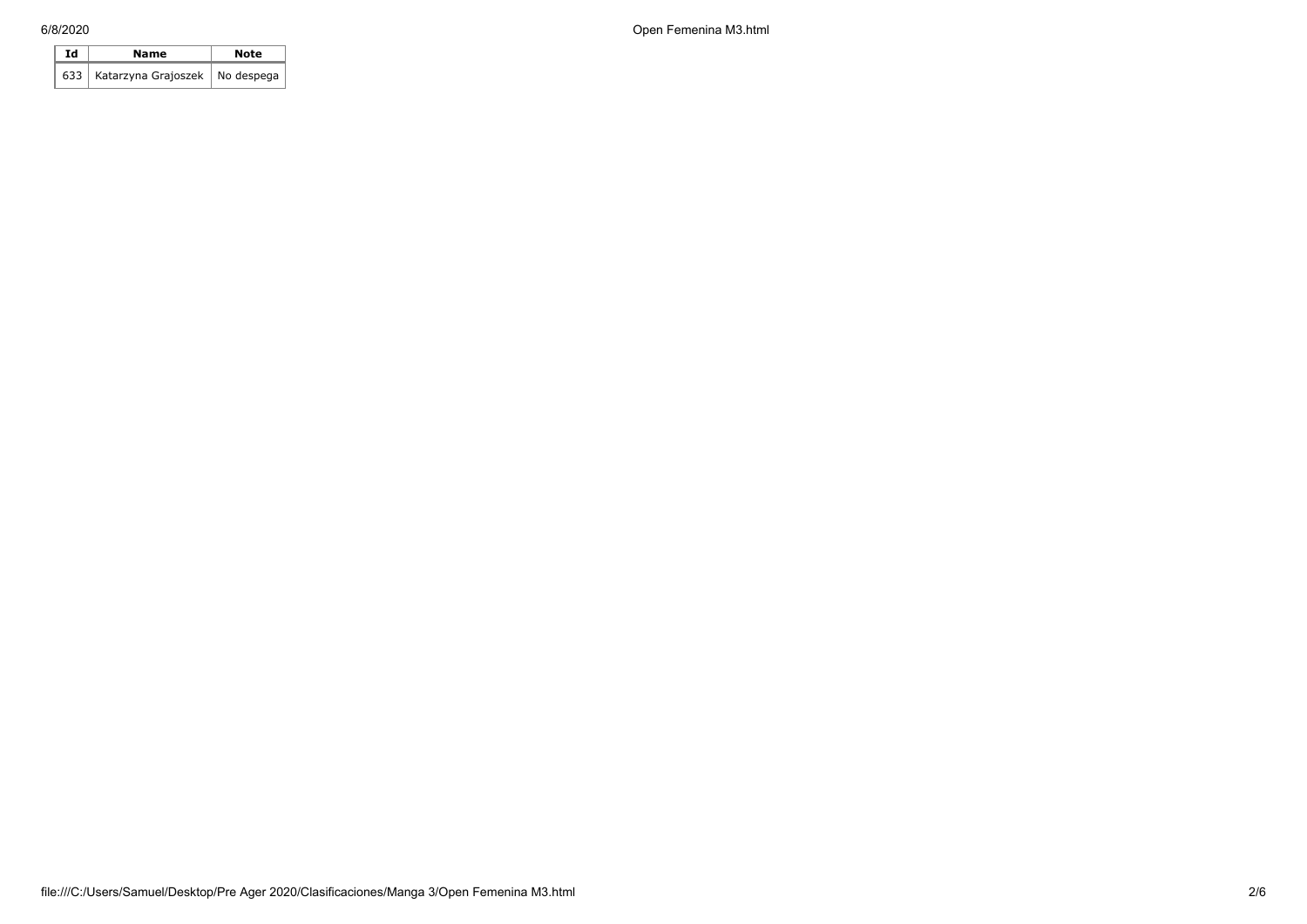| Id | Name | Note |
|---|---|---|
| 633 | Katarzyna Grajoszek | No despega |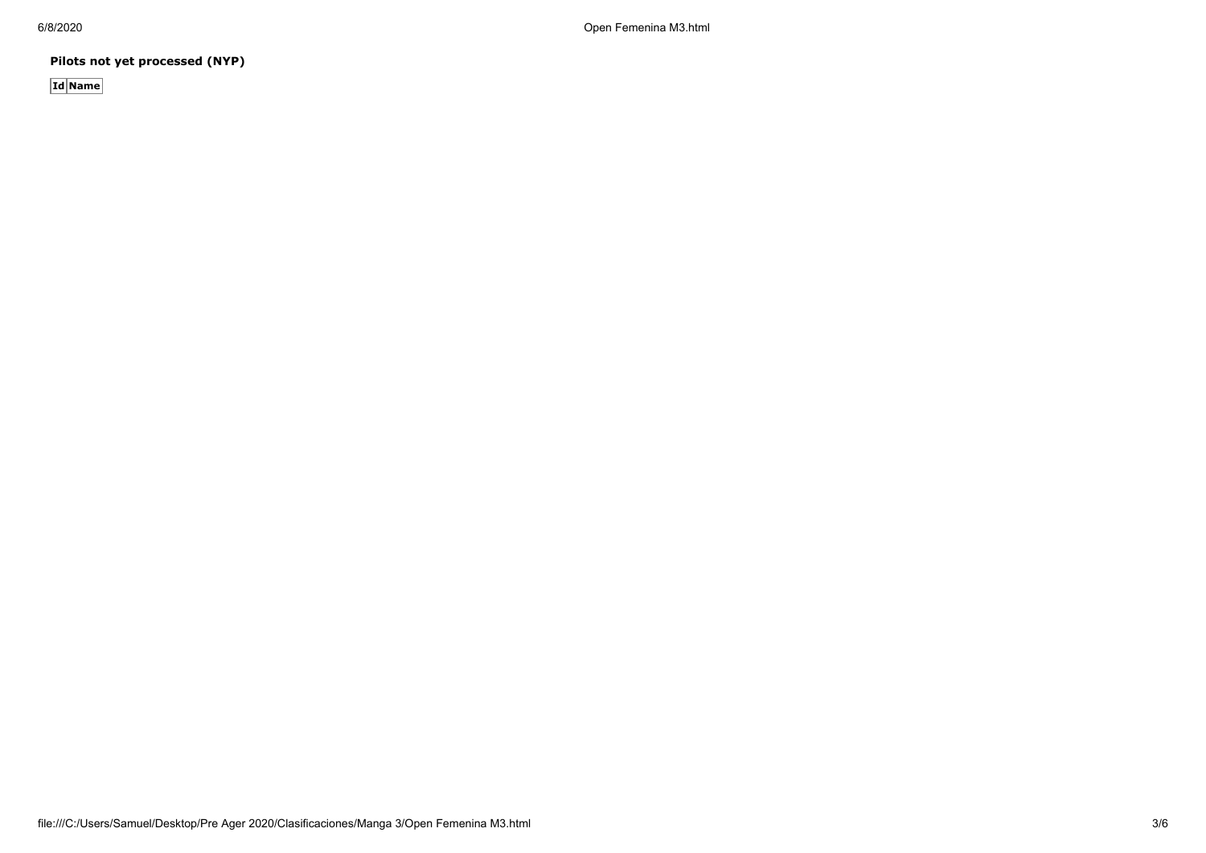**Pilots not yet processed (NYP)**

| Id | Name |
| --- | --- |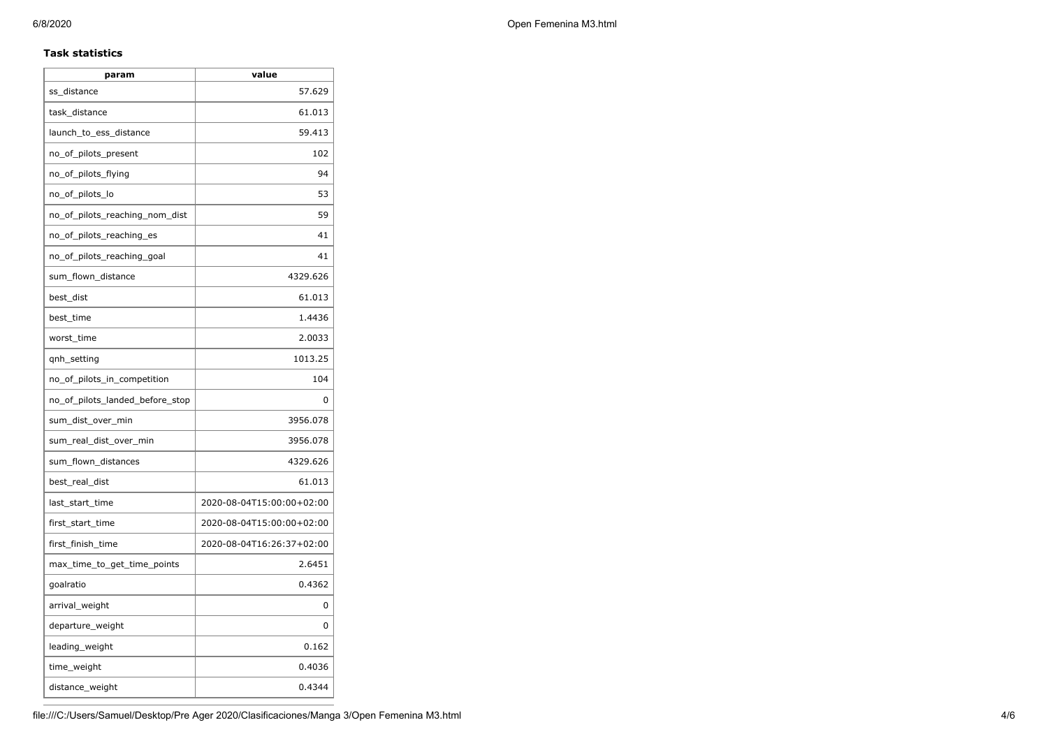### Task statistics

| param | value |
| --- | --- |
| ss_distance | 57.629 |
| task_distance | 61.013 |
| launch_to_ess_distance | 59.413 |
| no_of_pilots_present | 102 |
| no_of_pilots_flying | 94 |
| no_of_pilots_lo | 53 |
| no_of_pilots_reaching_nom_dist | 59 |
| no_of_pilots_reaching_es | 41 |
| no_of_pilots_reaching_goal | 41 |
| sum_flown_distance | 4329.626 |
| best_dist | 61.013 |
| best_time | 1.4436 |
| worst_time | 2.0033 |
| qnh_setting | 1013.25 |
| no_of_pilots_in_competition | 104 |
| no_of_pilots_landed_before_stop | 0 |
| sum_dist_over_min | 3956.078 |
| sum_real_dist_over_min | 3956.078 |
| sum_flown_distances | 4329.626 |
| best_real_dist | 61.013 |
| last_start_time | 2020-08-04T15:00:00+02:00 |
| first_start_time | 2020-08-04T15:00:00+02:00 |
| first_finish_time | 2020-08-04T16:26:37+02:00 |
| max_time_to_get_time_points | 2.6451 |
| goalratio | 0.4362 |
| arrival_weight | 0 |
| departure_weight | 0 |
| leading_weight | 0.162 |
| time_weight | 0.4036 |
| distance_weight | 0.4344 |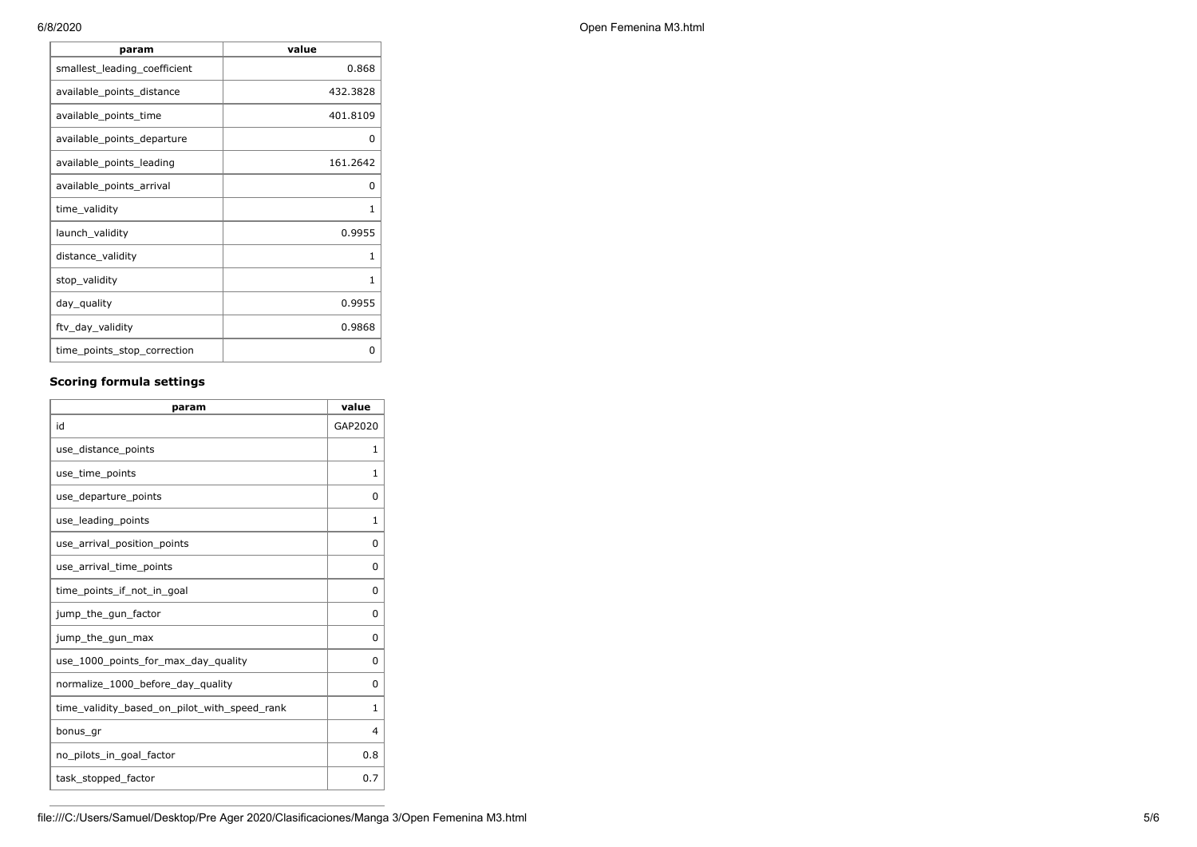| param | value |
| --- | --- |
| smallest_leading_coefficient | 0.868 |
| available_points_distance | 432.3828 |
| available_points_time | 401.8109 |
| available_points_departure | 0 |
| available_points_leading | 161.2642 |
| available_points_arrival | 0 |
| time_validity | 1 |
| launch_validity | 0.9955 |
| distance_validity | 1 |
| stop_validity | 1 |
| day_quality | 0.9955 |
| ftv_day_validity | 0.9868 |
| time_points_stop_correction | 0 |

### Scoring formula settings

| param | value |
| --- | --- |
| id | GAP2020 |
| use_distance_points | 1 |
| use_time_points | 1 |
| use_departure_points | 0 |
| use_leading_points | 1 |
| use_arrival_position_points | 0 |
| use_arrival_time_points | 0 |
| time_points_if_not_in_goal | 0 |
| jump_the_gun_factor | 0 |
| jump_the_gun_max | 0 |
| use_1000_points_for_max_day_quality | 0 |
| normalize_1000_before_day_quality | 0 |
| time_validity_based_on_pilot_with_speed_rank | 1 |
| bonus_gr | 4 |
| no_pilots_in_goal_factor | 0.8 |
| task_stopped_factor | 0.7 |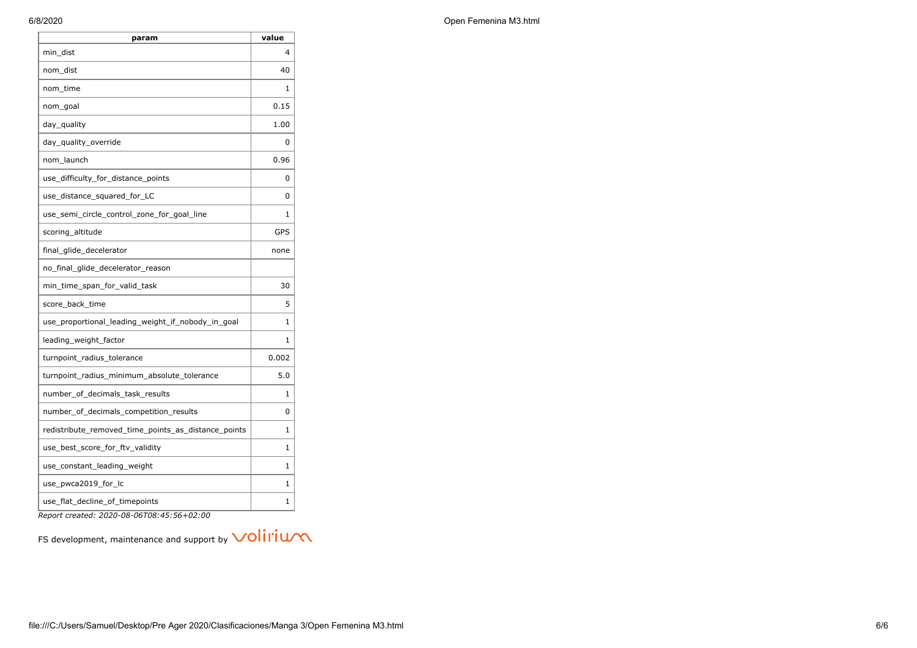| param | value |
|---|---|
| min_dist | 4 |
| nom_dist | 40 |
| nom_time | 1 |
| nom_goal | 0.15 |
| day_quality | 1.00 |
| day_quality_override | 0 |
| nom_launch | 0.96 |
| use_difficulty_for_distance_points | 0 |
| use_distance_squared_for_LC | 0 |
| use_semi_circle_control_zone_for_goal_line | 1 |
| scoring_altitude | GPS |
| final_glide_decelerator | none |
| no_final_glide_decelerator_reason | |
| min_time_span_for_valid_task | 30 |
| score_back_time | 5 |
| use_proportional_leading_weight_if_nobody_in_goal | 1 |
| leading_weight_factor | 1 |
| turnpoint_radius_tolerance | 0.002 |
| turnpoint_radius_minimum_absolute_tolerance | 5.0 |
| number_of_decimals_task_results | 1 |
| number_of_decimals_competition_results | 0 |
| redistribute_removed_time_points_as_distance_points | 1 |
| use_best_score_for_ftv_validity | 1 |
| use_constant_leading_weight | 1 |
| use_pwca2019_for_lc | 1 |
| use_flat_decline_of_timepoints | 1 |

*Report created: 2020-08-06T08:45:56+02:00*

FS development, maintenance and support by volirium